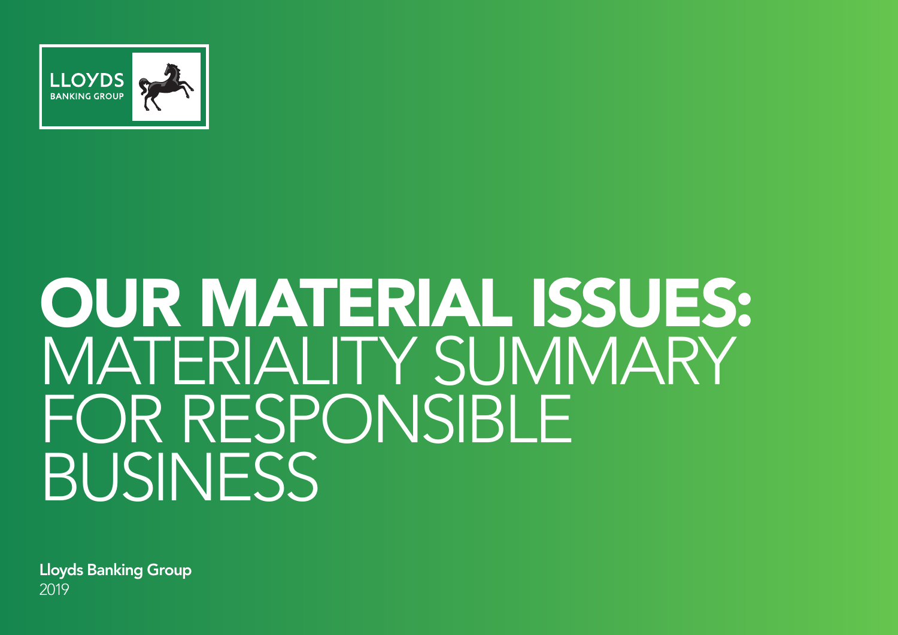LLOYDS BANKING GROUP

# OUR MATERIAL ISSUES: MATERIALITY SUMMARY FOR RESPONSIBLE BUSINESS

**Lloyds Banking Group**
2019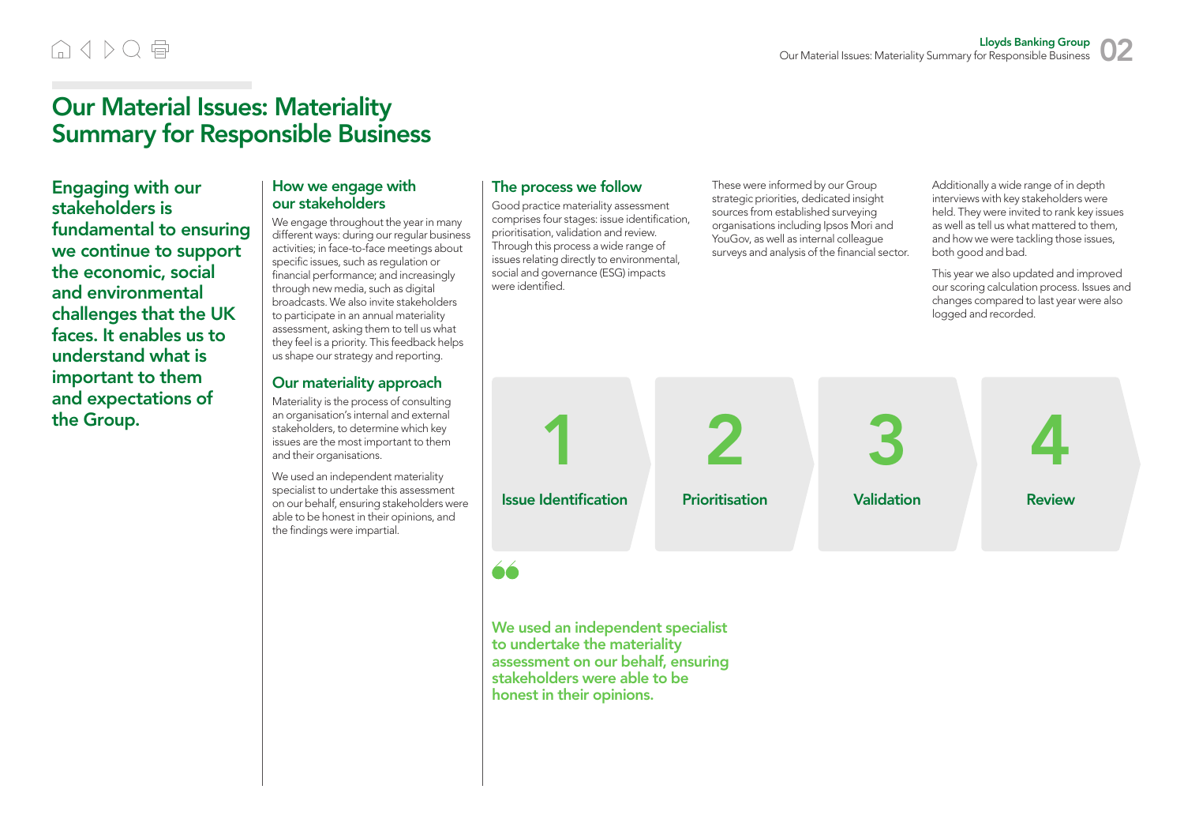# Our Material Issues: Materiality Summary for Responsible Business

**Engaging with our stakeholders is fundamental to ensuring we continue to support the economic, social and environmental challenges that the UK faces. It enables us to understand what is important to them and expectations of the Group.**

## How we engage with our stakeholders

We engage throughout the year in many different ways: during our regular business activities; in face-to-face meetings about specific issues, such as regulation or financial performance; and increasingly through new media, such as digital broadcasts. We also invite stakeholders to participate in an annual materiality assessment, asking them to tell us what they feel is a priority. This feedback helps us shape our strategy and reporting.

## Our materiality approach

Materiality is the process of consulting an organisation's internal and external stakeholders, to determine which key issues are the most important to them and their organisations.

We used an independent materiality specialist to undertake this assessment on our behalf, ensuring stakeholders were able to be honest in their opinions, and the findings were impartial.

## The process we follow

Good practice materiality assessment comprises four stages: issue identification, prioritisation, validation and review. Through this process a wide range of issues relating directly to environmental, social and governance (ESG) impacts were identified.

These were informed by our Group strategic priorities, dedicated insight sources from established surveying organisations including Ipsos Mori and YouGov, as well as internal colleague surveys and analysis of the financial sector.

Additionally a wide range of in depth interviews with key stakeholders were held. They were invited to rank key issues as well as tell us what mattered to them, and how we were tackling those issues, both good and bad.

This year we also updated and improved our scoring calculation process. Issues and changes compared to last year were also logged and recorded.

1. **Issue Identification**
2. **Prioritisation**
3. **Validation**
4. **Review**

> **We used an independent specialist to undertake the materiality assessment on our behalf, ensuring stakeholders were able to be honest in their opinions.**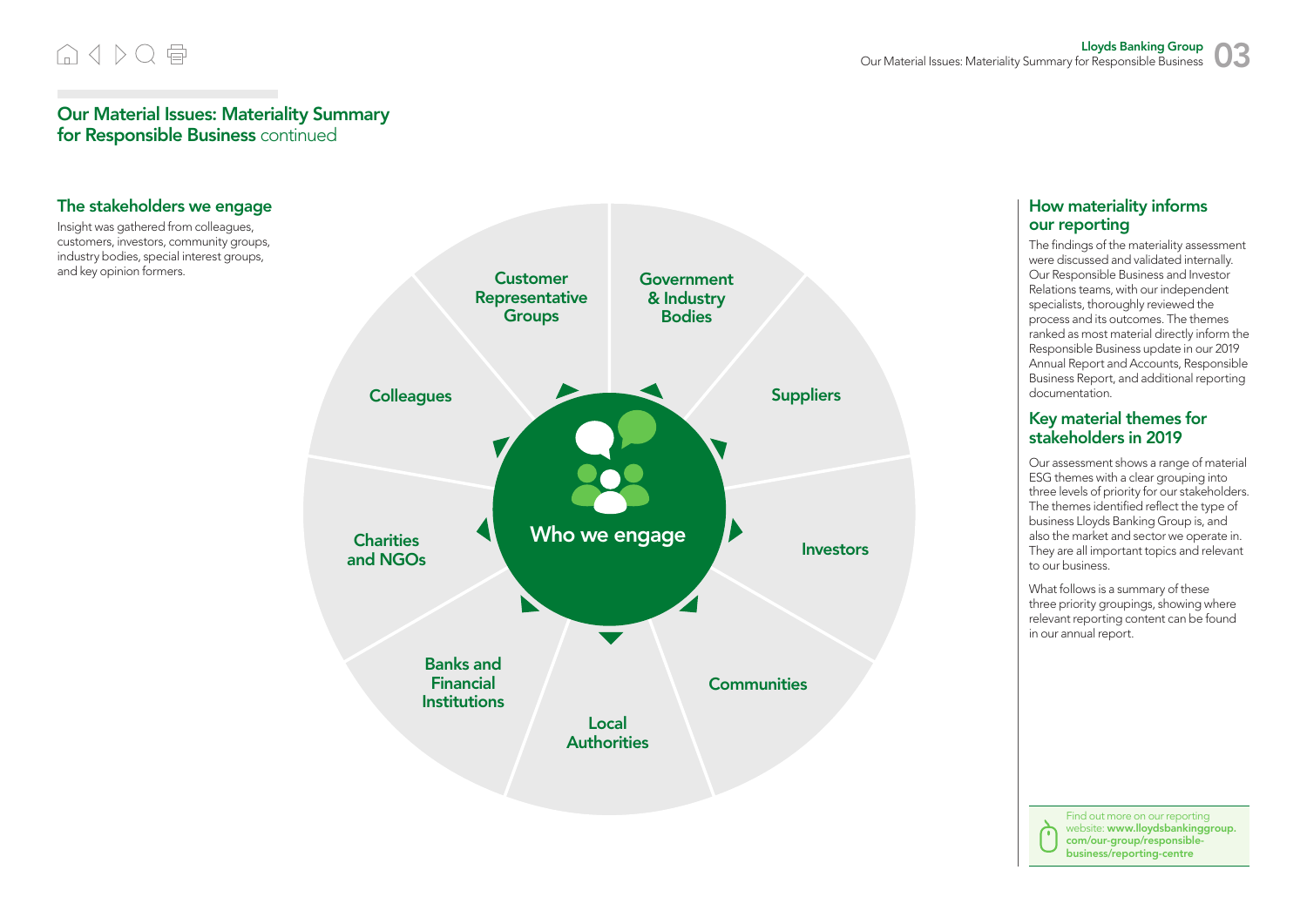## Our Material Issues: Materiality Summary for Responsible Business continued

### The stakeholders we engage

Insight was gathered from colleagues, customers, investors, community groups, industry bodies, special interest groups, and key opinion formers.

**Who we engage**

- Customer Representative Groups
- Government & Industry Bodies
- Suppliers
- Investors
- Communities
- Local Authorities
- Banks and Financial Institutions
- Charities and NGOs
- Colleagues

### How materiality informs our reporting

The findings of the materiality assessment were discussed and validated internally. Our Responsible Business and Investor Relations teams, with our independent specialists, thoroughly reviewed the process and its outcomes. The themes ranked as most material directly inform the Responsible Business update in our 2019 Annual Report and Accounts, Responsible Business Report, and additional reporting documentation.

### Key material themes for stakeholders in 2019

Our assessment shows a range of material ESG themes with a clear grouping into three levels of priority for our stakeholders. The themes identified reflect the type of business Lloyds Banking Group is, and also the market and sector we operate in. They are all important topics and relevant to our business.

What follows is a summary of these three priority groupings, showing where relevant reporting content can be found in our annual report.

Find out more on our reporting website: **www.lloydsbankinggroup.com/our-group/responsible-business/reporting-centre**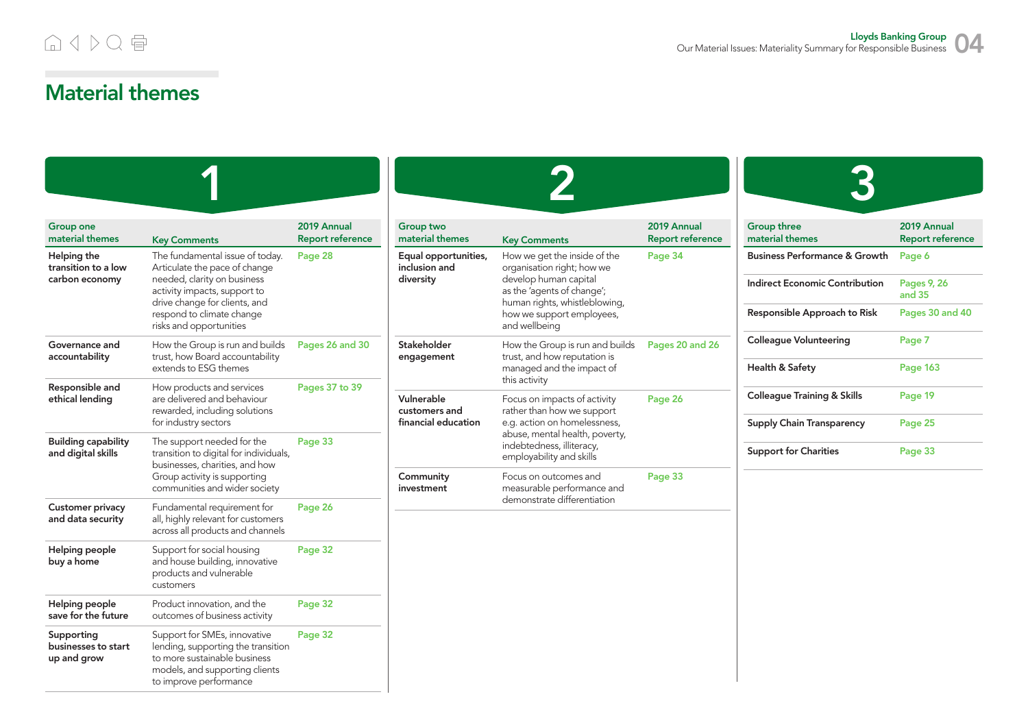# Material themes

## 1

| Group one material themes | Key Comments | 2019 Annual Report reference |
|---|---|---|
| Helping the transition to a low carbon economy | The fundamental issue of today. Articulate the pace of change needed, clarity on business activity impacts, support to drive change for clients, and respond to climate change risks and opportunities | Page 28 |
| Governance and accountability | How the Group is run and builds trust, how Board accountability extends to ESG themes | Pages 26 and 30 |
| Responsible and ethical lending | How products and services are delivered and behaviour rewarded, including solutions for industry sectors | Pages 37 to 39 |
| Building capability and digital skills | The support needed for the transition to digital for individuals, businesses, charities, and how Group activity is supporting communities and wider society | Page 33 |
| Customer privacy and data security | Fundamental requirement for all, highly relevant for customers across all products and channels | Page 26 |
| Helping people buy a home | Support for social housing and house building, innovative products and vulnerable customers | Page 32 |
| Helping people save for the future | Product innovation, and the outcomes of business activity | Page 32 |
| Supporting businesses to start up and grow | Support for SMEs, innovative lending, supporting the transition to more sustainable business models, and supporting clients to improve performance | Page 32 |

## 2

| Group two material themes | Key Comments | 2019 Annual Report reference |
|---|---|---|
| Equal opportunities, inclusion and diversity | How we get the inside of the organisation right; how we develop human capital as the 'agents of change'; human rights, whistleblowing, how we support employees, and wellbeing | Page 34 |
| Stakeholder engagement | How the Group is run and builds trust, and how reputation is managed and the impact of this activity | Pages 20 and 26 |
| Vulnerable customers and financial education | Focus on impacts of activity rather than how we support e.g. action on homelessness, abuse, mental health, poverty, indebtedness, illiteracy, employability and skills | Page 26 |
| Community investment | Focus on outcomes and measurable performance and demonstrate differentiation | Page 33 |

## 3

| Group three material themes | 2019 Annual Report reference |
|---|---|
| Business Performance & Growth | Page 6 |
| Indirect Economic Contribution | Pages 9, 26 and 35 |
| Responsible Approach to Risk | Pages 30 and 40 |
| Colleague Volunteering | Page 7 |
| Health & Safety | Page 163 |
| Colleague Training & Skills | Page 19 |
| Supply Chain Transparency | Page 25 |
| Support for Charities | Page 33 |